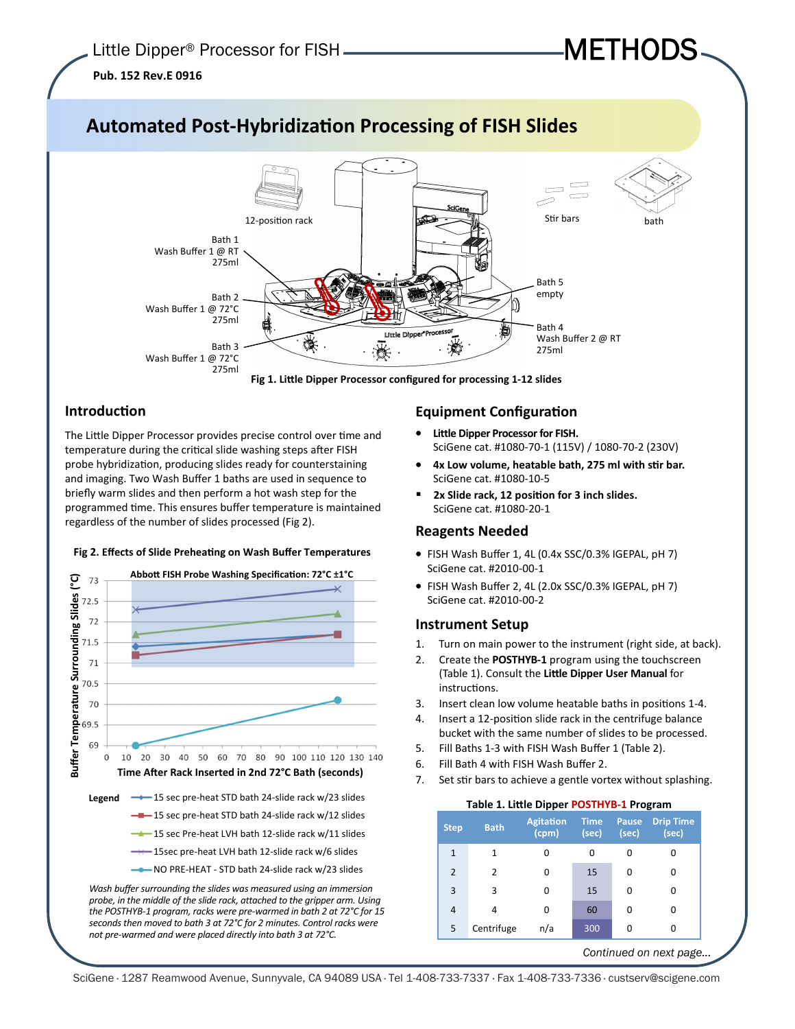# Automated Post-Hybridization Processing of FISH Slides

12-position rack

Stir bars

bath

Bath 1
Wash Buffer 1 @ RT
275ml

Bath 2
Wash Buffer 1 @ 72°C
275ml

Bath 3
Wash Buffer 1 @ 72°C
275ml

Bath 5
empty

Bath 4
Wash Buffer 2 @ RT
275ml

**Fig 1. Little Dipper Processor configured for processing 1-12 slides**

## Introduction

The Little Dipper Processor provides precise control over time and temperature during the critical slide washing steps after FISH probe hybridization, producing slides ready for counterstaining and imaging. Two Wash Buffer 1 baths are used in sequence to briefly warm slides and then perform a hot wash step for the programmed time. This ensures buffer temperature is maintained regardless of the number of slides processed (Fig 2).

**Fig 2. Effects of Slide Preheating on Wash Buffer Temperatures**

Abbott FISH Probe Washing Specification: 72°C ±1°C

Buffer Temperature Surrounding Slides (°C)

Time After Rack Inserted in 2nd 72°C Bath (seconds)

Legend
- 15 sec pre-heat STD bath 24-slide rack w/23 slides
- 15 sec pre-heat STD bath 24-slide rack w/12 slides
- 15 sec Pre-heat LVH bath 12-slide rack w/11 slides
- 15sec pre-heat LVH bath 12-slide rack w/6 slides
- NO PRE-HEAT - STD bath 24-slide rack w/23 slides

*Wash buffer surrounding the slides was measured using an immersion probe, in the middle of the slide rack, attached to the gripper arm. Using the POSTHYB-1 program, racks were pre-warmed in bath 2 at 72°C for 15 seconds then moved to bath 3 at 72°C for 2 minutes. Control racks were not pre-warmed and were placed directly into bath 3 at 72°C.*

## Equipment Configuration

- **Little Dipper Processor for FISH.**
  SciGene cat. #1080-70-1 (115V) / 1080-70-2 (230V)
- **4x Low volume, heatable bath, 275 ml with stir bar.**
  SciGene cat. #1080-10-5
- **2x Slide rack, 12 position for 3 inch slides.**
  SciGene cat. #1080-20-1

## Reagents Needed

- FISH Wash Buffer 1, 4L (0.4x SSC/0.3% IGEPAL, pH 7)
  SciGene cat. #2010-00-1
- FISH Wash Buffer 2, 4L (2.0x SSC/0.3% IGEPAL, pH 7)
  SciGene cat. #2010-00-2

## Instrument Setup

1. Turn on main power to the instrument (right side, at back).
2. Create the **POSTHYB-1** program using the touchscreen (Table 1). Consult the **Little Dipper User Manual** for instructions.
3. Insert clean low volume heatable baths in positions 1-4.
4. Insert a 12-position slide rack in the centrifuge balance bucket with the same number of slides to be processed.
5. Fill Baths 1-3 with FISH Wash Buffer 1 (Table 2).
6. Fill Bath 4 with FISH Wash Buffer 2.
7. Set stir bars to achieve a gentle vortex without splashing.

**Table 1. Little Dipper POSTHYB-1 Program**

| Step | Bath | Agitation (cpm) | Time (sec) | Pause (sec) | Drip Time (sec) |
|---|---|---|---|---|---|
| 1 | 1 | 0 | 0 | 0 | 0 |
| 2 | 2 | 0 | 15 | 0 | 0 |
| 3 | 3 | 0 | 15 | 0 | 0 |
| 4 | 4 | 0 | 60 | 0 | 0 |
| 5 | Centrifuge | n/a | 300 | 0 | 0 |

*Continued on next page...*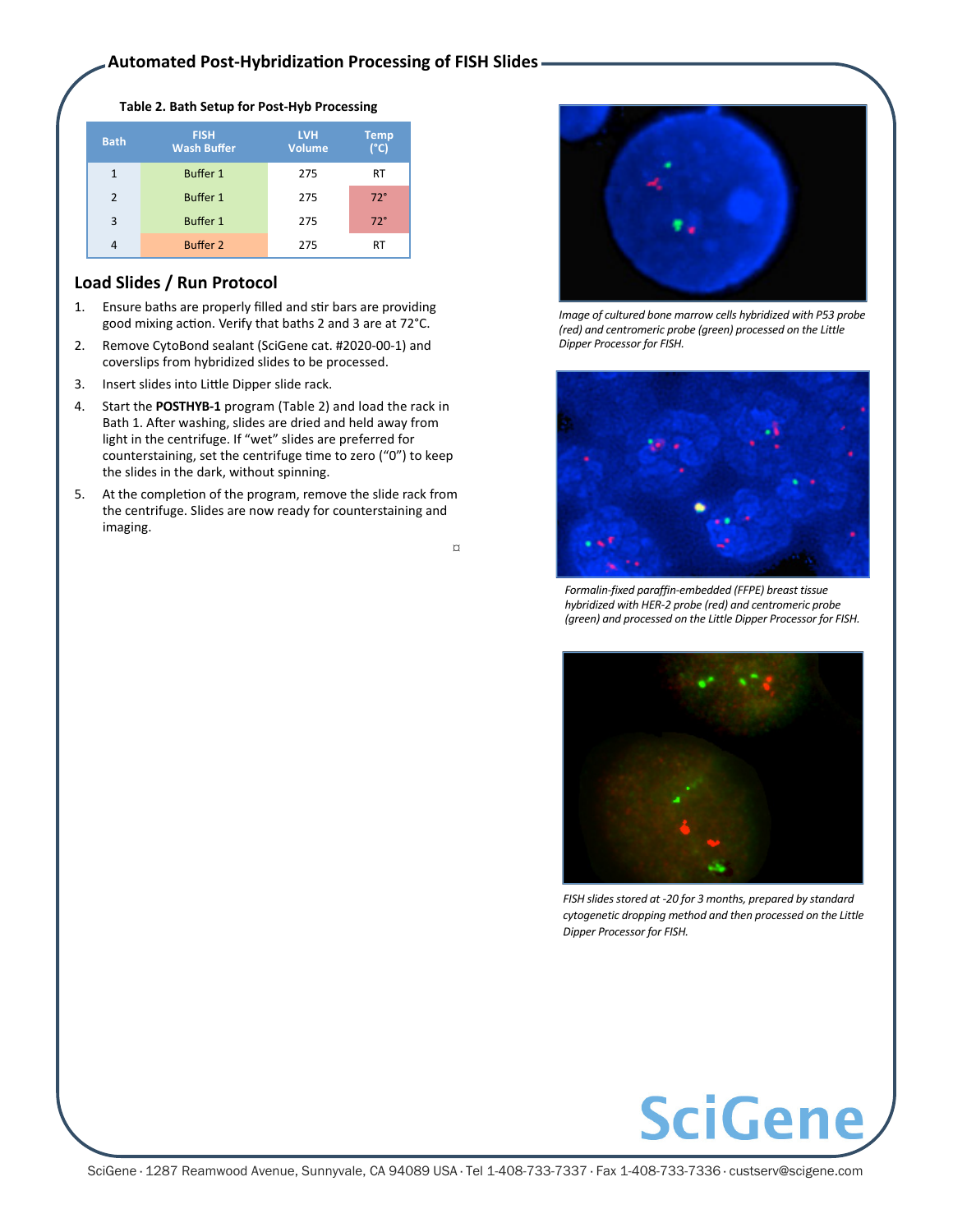## Automated Post-Hybridization Processing of FISH Slides

**Table 2. Bath Setup for Post-Hyb Processing**

| Bath | FISH Wash Buffer | LVH Volume | Temp (°C) |
|---|---|---|---|
| 1 | Buffer 1 | 275 | RT |
| 2 | Buffer 1 | 275 | 72° |
| 3 | Buffer 1 | 275 | 72° |
| 4 | Buffer 2 | 275 | RT |

## Load Slides / Run Protocol

1. Ensure baths are properly filled and stir bars are providing good mixing action. Verify that baths 2 and 3 are at 72°C.
2. Remove CytoBond sealant (SciGene cat. #2020-00-1) and coverslips from hybridized slides to be processed.
3. Insert slides into Little Dipper slide rack.
4. Start the **POSTHYB-1** program (Table 2) and load the rack in Bath 1. After washing, slides are dried and held away from light in the centrifuge. If "wet" slides are preferred for counterstaining, set the centrifuge time to zero ("0") to keep the slides in the dark, without spinning.
5. At the completion of the program, remove the slide rack from the centrifuge. Slides are now ready for counterstaining and imaging.

¤

*Image of cultured bone marrow cells hybridized with P53 probe (red) and centromeric probe (green) processed on the Little Dipper Processor for FISH.*

*Formalin-fixed paraffin-embedded (FFPE) breast tissue hybridized with HER-2 probe (red) and centromeric probe (green) and processed on the Little Dipper Processor for FISH.*

*FISH slides stored at -20 for 3 months, prepared by standard cytogenetic dropping method and then processed on the Little Dipper Processor for FISH.*

SciGene

SciGene · 1287 Reamwood Avenue, Sunnyvale, CA 94089 USA · Tel 1-408-733-7337 · Fax 1-408-733-7336 · custserv@scigene.com